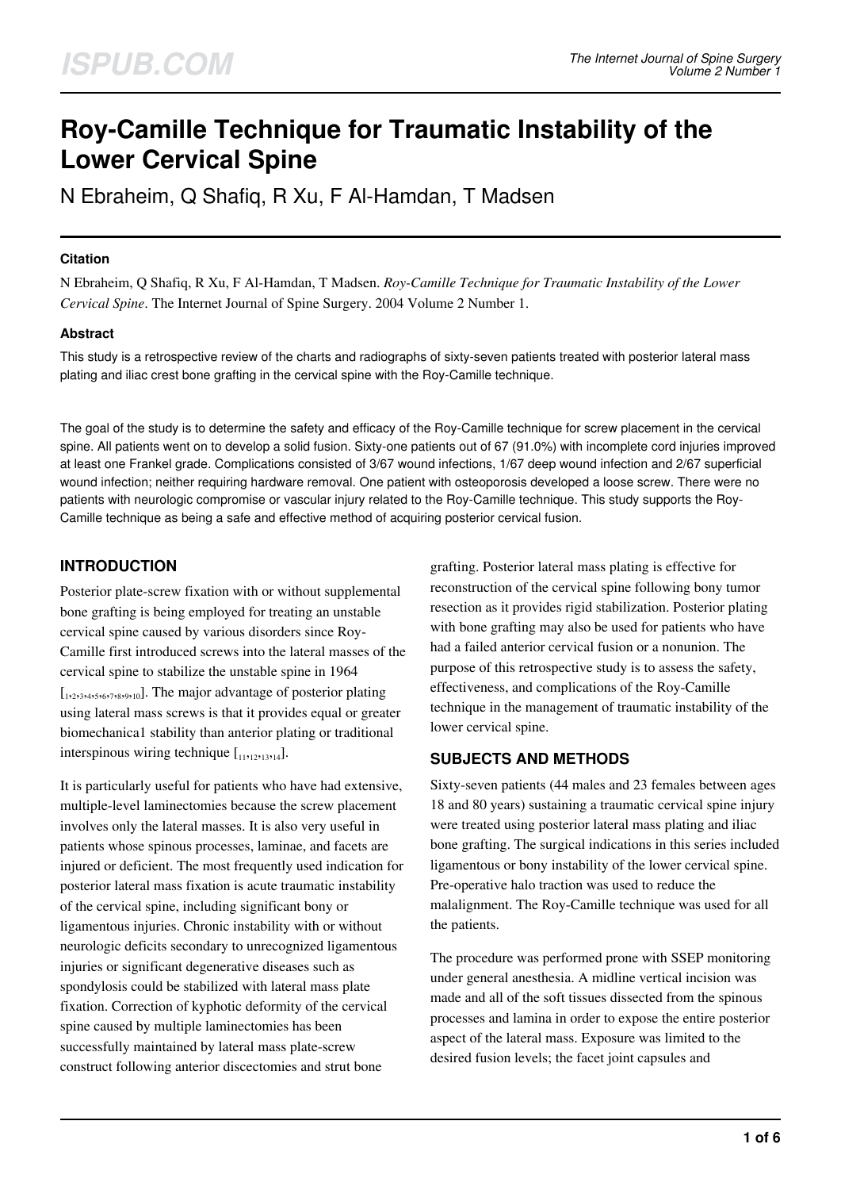# Roy-Camille Technique for Traumatic Instability of the Lower Cervical Spine

N Ebraheim, Q Shafiq, R Xu, F Al-Hamdan, T Madsen

## Citation

N Ebraheim, Q Shafiq, R Xu, F Al-Hamdan, T Madsen. *Roy-Camille Technique for Traumatic Instability of the Lower Cervical Spine*. The Internet Journal of Spine Surgery. 2004 Volume 2 Number 1.

## Abstract

This study is a retrospective review of the charts and radiographs of sixty-seven patients treated with posterior lateral mass plating and iliac crest bone grafting in the cervical spine with the Roy-Camille technique.

The goal of the study is to determine the safety and efficacy of the Roy-Camille technique for screw placement in the cervical spine. All patients went on to develop a solid fusion. Sixty-one patients out of 67 (91.0%) with incomplete cord injuries improved at least one Frankel grade. Complications consisted of 3/67 wound infections, 1/67 deep wound infection and 2/67 superficial wound infection; neither requiring hardware removal. One patient with osteoporosis developed a loose screw. There were no patients with neurologic compromise or vascular injury related to the Roy-Camille technique. This study supports the Roy-Camille technique as being a safe and effective method of acquiring posterior cervical fusion.

## INTRODUCTION

Posterior plate-screw fixation with or without supplemental bone grafting is being employed for treating an unstable cervical spine caused by various disorders since Roy-Camille first introduced screws into the lateral masses of the cervical spine to stabilize the unstable spine in 1964 [1,2,3,4,5,6,7,8,9,10]. The major advantage of posterior plating using lateral mass screws is that it provides equal or greater biomechanica1 stability than anterior plating or traditional interspinous wiring technique [11,12,13,14].

It is particularly useful for patients who have had extensive, multiple-level laminectomies because the screw placement involves only the lateral masses. It is also very useful in patients whose spinous processes, laminae, and facets are injured or deficient. The most frequently used indication for posterior lateral mass fixation is acute traumatic instability of the cervical spine, including significant bony or ligamentous injuries. Chronic instability with or without neurologic deficits secondary to unrecognized ligamentous injuries or significant degenerative diseases such as spondylosis could be stabilized with lateral mass plate fixation. Correction of kyphotic deformity of the cervical spine caused by multiple laminectomies has been successfully maintained by lateral mass plate-screw construct following anterior discectomies and strut bone grafting. Posterior lateral mass plating is effective for reconstruction of the cervical spine following bony tumor resection as it provides rigid stabilization. Posterior plating with bone grafting may also be used for patients who have had a failed anterior cervical fusion or a nonunion. The purpose of this retrospective study is to assess the safety, effectiveness, and complications of the Roy-Camille technique in the management of traumatic instability of the lower cervical spine.

## SUBJECTS AND METHODS

Sixty-seven patients (44 males and 23 females between ages 18 and 80 years) sustaining a traumatic cervical spine injury were treated using posterior lateral mass plating and iliac bone grafting. The surgical indications in this series included ligamentous or bony instability of the lower cervical spine. Pre-operative halo traction was used to reduce the malalignment. The Roy-Camille technique was used for all the patients.

The procedure was performed prone with SSEP monitoring under general anesthesia. A midline vertical incision was made and all of the soft tissues dissected from the spinous processes and lamina in order to expose the entire posterior aspect of the lateral mass. Exposure was limited to the desired fusion levels; the facet joint capsules and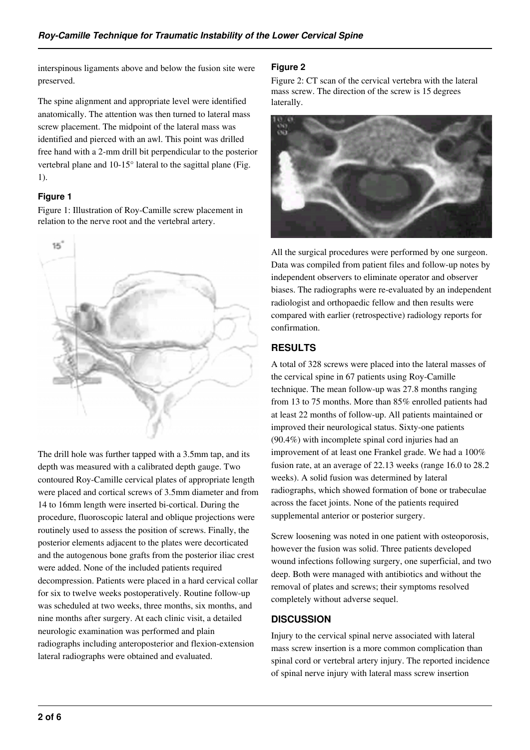interspinous ligaments above and below the fusion site were preserved.

The spine alignment and appropriate level were identified anatomically. The attention was then turned to lateral mass screw placement. The midpoint of the lateral mass was identified and pierced with an awl. This point was drilled free hand with a 2-mm drill bit perpendicular to the posterior vertebral plane and 10-15° lateral to the sagittal plane (Fig. 1).

### Figure 1

Figure 1: Illustration of Roy-Camille screw placement in relation to the nerve root and the vertebral artery.

The drill hole was further tapped with a 3.5mm tap, and its depth was measured with a calibrated depth gauge. Two contoured Roy-Camille cervical plates of appropriate length were placed and cortical screws of 3.5mm diameter and from 14 to 16mm length were inserted bi-cortical. During the procedure, fluoroscopic lateral and oblique projections were routinely used to assess the position of screws. Finally, the posterior elements adjacent to the plates were decorticated and the autogenous bone grafts from the posterior iliac crest were added. None of the included patients required decompression. Patients were placed in a hard cervical collar for six to twelve weeks postoperatively. Routine follow-up was scheduled at two weeks, three months, six months, and nine months after surgery. At each clinic visit, a detailed neurologic examination was performed and plain radiographs including anteroposterior and flexion-extension lateral radiographs were obtained and evaluated.

### Figure 2

Figure 2: CT scan of the cervical vertebra with the lateral mass screw. The direction of the screw is 15 degrees laterally.

All the surgical procedures were performed by one surgeon. Data was compiled from patient files and follow-up notes by independent observers to eliminate operator and observer biases. The radiographs were re-evaluated by an independent radiologist and orthopaedic fellow and then results were compared with earlier (retrospective) radiology reports for confirmation.

## RESULTS

A total of 328 screws were placed into the lateral masses of the cervical spine in 67 patients using Roy-Camille technique. The mean follow-up was 27.8 months ranging from 13 to 75 months. More than 85% enrolled patients had at least 22 months of follow-up. All patients maintained or improved their neurological status. Sixty-one patients (90.4%) with incomplete spinal cord injuries had an improvement of at least one Frankel grade. We had a 100% fusion rate, at an average of 22.13 weeks (range 16.0 to 28.2 weeks). A solid fusion was determined by lateral radiographs, which showed formation of bone or trabeculae across the facet joints. None of the patients required supplemental anterior or posterior surgery.

Screw loosening was noted in one patient with osteoporosis, however the fusion was solid. Three patients developed wound infections following surgery, one superficial, and two deep. Both were managed with antibiotics and without the removal of plates and screws; their symptoms resolved completely without adverse sequel.

## DISCUSSION

Injury to the cervical spinal nerve associated with lateral mass screw insertion is a more common complication than spinal cord or vertebral artery injury. The reported incidence of spinal nerve injury with lateral mass screw insertion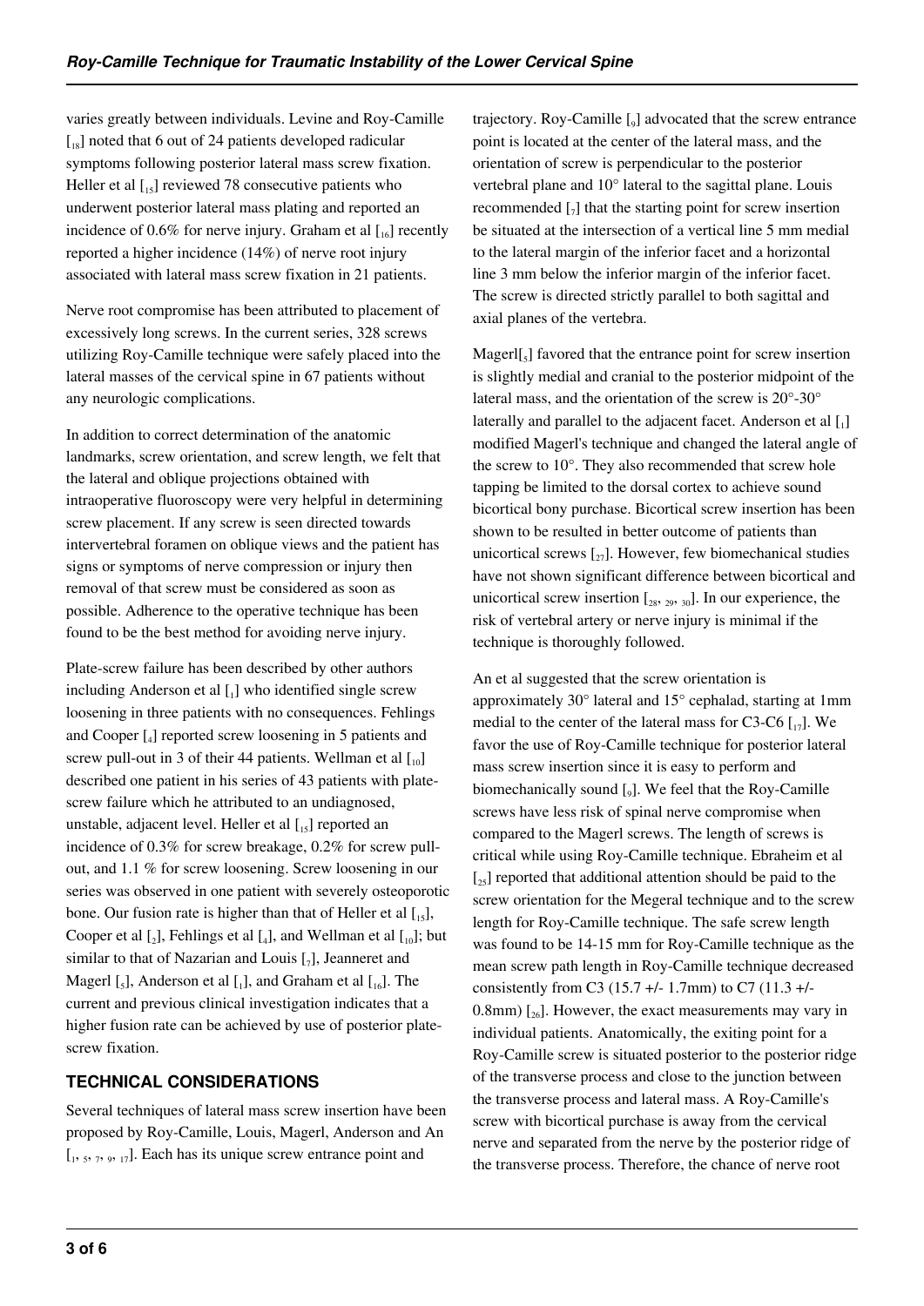varies greatly between individuals. Levine and Roy-Camille [18] noted that 6 out of 24 patients developed radicular symptoms following posterior lateral mass screw fixation. Heller et al [15] reviewed 78 consecutive patients who underwent posterior lateral mass plating and reported an incidence of 0.6% for nerve injury. Graham et al [16] recently reported a higher incidence (14%) of nerve root injury associated with lateral mass screw fixation in 21 patients.

Nerve root compromise has been attributed to placement of excessively long screws. In the current series, 328 screws utilizing Roy-Camille technique were safely placed into the lateral masses of the cervical spine in 67 patients without any neurologic complications.

In addition to correct determination of the anatomic landmarks, screw orientation, and screw length, we felt that the lateral and oblique projections obtained with intraoperative fluoroscopy were very helpful in determining screw placement. If any screw is seen directed towards intervertebral foramen on oblique views and the patient has signs or symptoms of nerve compression or injury then removal of that screw must be considered as soon as possible. Adherence to the operative technique has been found to be the best method for avoiding nerve injury.

Plate-screw failure has been described by other authors including Anderson et al [1] who identified single screw loosening in three patients with no consequences. Fehlings and Cooper [4] reported screw loosening in 5 patients and screw pull-out in 3 of their 44 patients. Wellman et al [10] described one patient in his series of 43 patients with plate-screw failure which he attributed to an undiagnosed, unstable, adjacent level. Heller et al [15] reported an incidence of 0.3% for screw breakage, 0.2% for screw pull-out, and 1.1 % for screw loosening. Screw loosening in our series was observed in one patient with severely osteoporotic bone. Our fusion rate is higher than that of Heller et al [15], Cooper et al [2], Fehlings et al [4], and Wellman et al [10]; but similar to that of Nazarian and Louis [7], Jeanneret and Magerl [5], Anderson et al [1], and Graham et al [16]. The current and previous clinical investigation indicates that a higher fusion rate can be achieved by use of posterior plate-screw fixation.

## TECHNICAL CONSIDERATIONS

Several techniques of lateral mass screw insertion have been proposed by Roy-Camille, Louis, Magerl, Anderson and An [1, 5, 7, 9, 17]. Each has its unique screw entrance point and trajectory. Roy-Camille [9] advocated that the screw entrance point is located at the center of the lateral mass, and the orientation of screw is perpendicular to the posterior vertebral plane and 10° lateral to the sagittal plane. Louis recommended [7] that the starting point for screw insertion be situated at the intersection of a vertical line 5 mm medial to the lateral margin of the inferior facet and a horizontal line 3 mm below the inferior margin of the inferior facet. The screw is directed strictly parallel to both sagittal and axial planes of the vertebra.

Magerl[5] favored that the entrance point for screw insertion is slightly medial and cranial to the posterior midpoint of the lateral mass, and the orientation of the screw is 20°-30° laterally and parallel to the adjacent facet. Anderson et al [1] modified Magerl's technique and changed the lateral angle of the screw to 10°. They also recommended that screw hole tapping be limited to the dorsal cortex to achieve sound bicortical bony purchase. Bicortical screw insertion has been shown to be resulted in better outcome of patients than unicortical screws [27]. However, few biomechanical studies have not shown significant difference between bicortical and unicortical screw insertion [28, 29, 30]. In our experience, the risk of vertebral artery or nerve injury is minimal if the technique is thoroughly followed.

An et al suggested that the screw orientation is approximately 30° lateral and 15° cephalad, starting at 1mm medial to the center of the lateral mass for C3-C6 [17]. We favor the use of Roy-Camille technique for posterior lateral mass screw insertion since it is easy to perform and biomechanically sound [9]. We feel that the Roy-Camille screws have less risk of spinal nerve compromise when compared to the Magerl screws. The length of screws is critical while using Roy-Camille technique. Ebraheim et al [25] reported that additional attention should be paid to the screw orientation for the Megeral technique and to the screw length for Roy-Camille technique. The safe screw length was found to be 14-15 mm for Roy-Camille technique as the mean screw path length in Roy-Camille technique decreased consistently from C3 (15.7 +/- 1.7mm) to C7 (11.3 +/- 0.8mm) [26]. However, the exact measurements may vary in individual patients. Anatomically, the exiting point for a Roy-Camille screw is situated posterior to the posterior ridge of the transverse process and close to the junction between the transverse process and lateral mass. A Roy-Camille's screw with bicortical purchase is away from the cervical nerve and separated from the nerve by the posterior ridge of the transverse process. Therefore, the chance of nerve root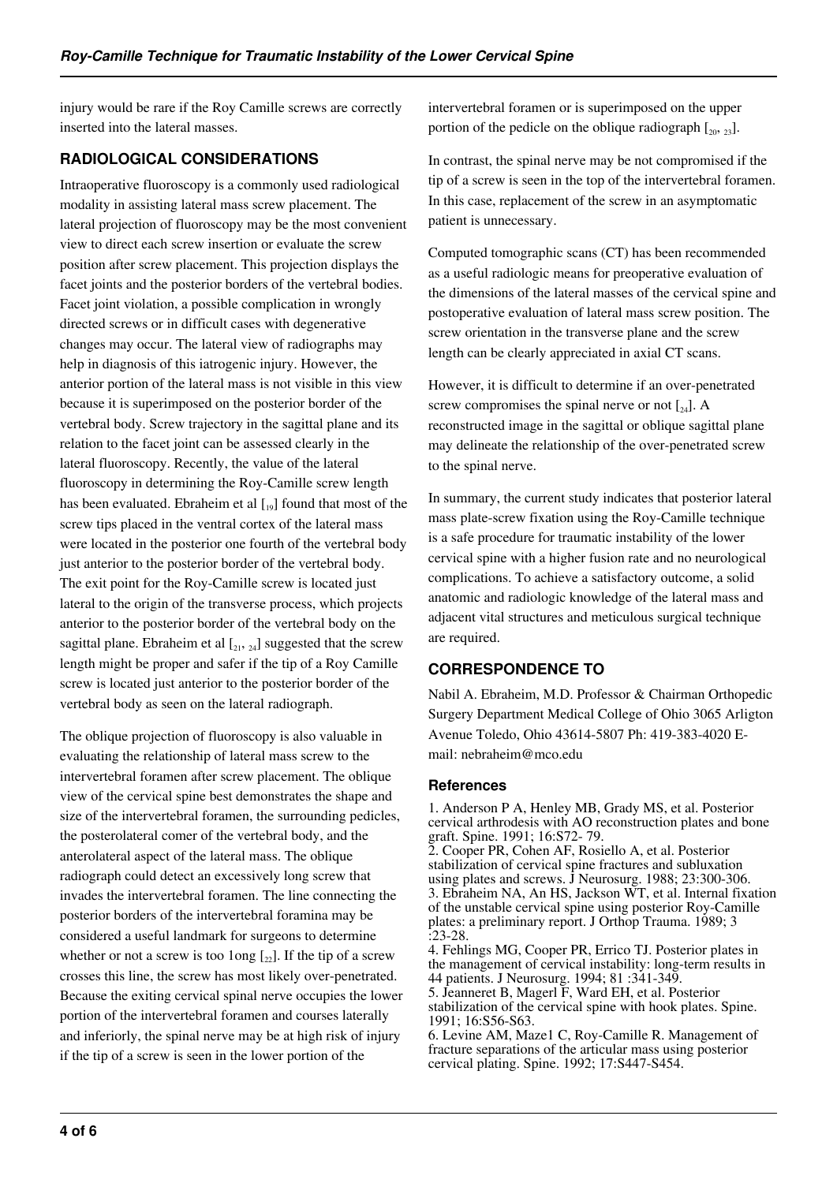injury would be rare if the Roy Camille screws are correctly inserted into the lateral masses.

## RADIOLOGICAL CONSIDERATIONS

Intraoperative fluoroscopy is a commonly used radiological modality in assisting lateral mass screw placement. The lateral projection of fluoroscopy may be the most convenient view to direct each screw insertion or evaluate the screw position after screw placement. This projection displays the facet joints and the posterior borders of the vertebral bodies. Facet joint violation, a possible complication in wrongly directed screws or in difficult cases with degenerative changes may occur. The lateral view of radiographs may help in diagnosis of this iatrogenic injury. However, the anterior portion of the lateral mass is not visible in this view because it is superimposed on the posterior border of the vertebral body. Screw trajectory in the sagittal plane and its relation to the facet joint can be assessed clearly in the lateral fluoroscopy. Recently, the value of the lateral fluoroscopy in determining the Roy-Camille screw length has been evaluated. Ebraheim et al [19] found that most of the screw tips placed in the ventral cortex of the lateral mass were located in the posterior one fourth of the vertebral body just anterior to the posterior border of the vertebral body. The exit point for the Roy-Camille screw is located just lateral to the origin of the transverse process, which projects anterior to the posterior border of the vertebral body on the sagittal plane. Ebraheim et al [21, 24] suggested that the screw length might be proper and safer if the tip of a Roy Camille screw is located just anterior to the posterior border of the vertebral body as seen on the lateral radiograph.

The oblique projection of fluoroscopy is also valuable in evaluating the relationship of lateral mass screw to the intervertebral foramen after screw placement. The oblique view of the cervical spine best demonstrates the shape and size of the intervertebral foramen, the surrounding pedicles, the posterolateral comer of the vertebral body, and the anterolateral aspect of the lateral mass. The oblique radiograph could detect an excessively long screw that invades the intervertebral foramen. The line connecting the posterior borders of the intervertebral foramina may be considered a useful landmark for surgeons to determine whether or not a screw is too 1ong [22]. If the tip of a screw crosses this line, the screw has most likely over-penetrated. Because the exiting cervical spinal nerve occupies the lower portion of the intervertebral foramen and courses laterally and inferiorly, the spinal nerve may be at high risk of injury if the tip of a screw is seen in the lower portion of the intervertebral foramen or is superimposed on the upper portion of the pedicle on the oblique radiograph [20, 23].

In contrast, the spinal nerve may be not compromised if the tip of a screw is seen in the top of the intervertebral foramen. In this case, replacement of the screw in an asymptomatic patient is unnecessary.

Computed tomographic scans (CT) has been recommended as a useful radiologic means for preoperative evaluation of the dimensions of the lateral masses of the cervical spine and postoperative evaluation of lateral mass screw position. The screw orientation in the transverse plane and the screw length can be clearly appreciated in axial CT scans.

However, it is difficult to determine if an over-penetrated screw compromises the spinal nerve or not [24]. A reconstructed image in the sagittal or oblique sagittal plane may delineate the relationship of the over-penetrated screw to the spinal nerve.

In summary, the current study indicates that posterior lateral mass plate-screw fixation using the Roy-Camille technique is a safe procedure for traumatic instability of the lower cervical spine with a higher fusion rate and no neurological complications. To achieve a satisfactory outcome, a solid anatomic and radiologic knowledge of the lateral mass and adjacent vital structures and meticulous surgical technique are required.

## CORRESPONDENCE TO

Nabil A. Ebraheim, M.D. Professor & Chairman Orthopedic Surgery Department Medical College of Ohio 3065 Arligton Avenue Toledo, Ohio 43614-5807 Ph: 419-383-4020 E-mail: nebraheim@mco.edu

### References

1. Anderson P A, Henley MB, Grady MS, et al. Posterior cervical arthrodesis with AO reconstruction plates and bone graft. Spine. 1991; 16:S72- 79.
2. Cooper PR, Cohen AF, Rosiello A, et al. Posterior stabilization of cervical spine fractures and subluxation using plates and screws. J Neurosurg. 1988; 23:300-306.
3. Ebraheim NA, An HS, Jackson WT, et al. Internal fixation of the unstable cervical spine using posterior Roy-Camille plates: a preliminary report. J Orthop Trauma. 1989; 3 :23-28.
4. Fehlings MG, Cooper PR, Errico TJ. Posterior plates in the management of cervical instability: long-term results in 44 patients. J Neurosurg. 1994; 81 :341-349.
5. Jeanneret B, Magerl F, Ward EH, et al. Posterior stabilization of the cervical spine with hook plates. Spine. 1991; 16:S56-S63.
6. Levine AM, Maze1 C, Roy-Camille R. Management of fracture separations of the articular mass using posterior cervical plating. Spine. 1992; 17:S447-S454.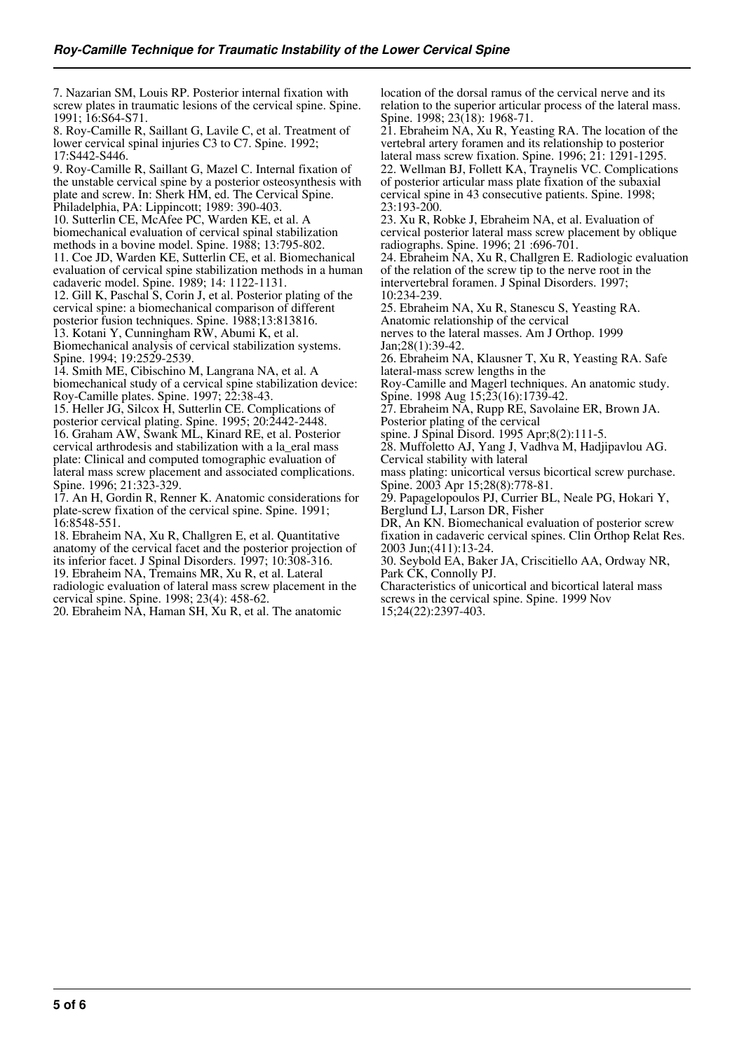7. Nazarian SM, Louis RP. Posterior internal fixation with screw plates in traumatic lesions of the cervical spine. Spine. 1991; 16:S64-S71.

8. Roy-Camille R, Saillant G, Lavile C, et al. Treatment of lower cervical spinal injuries C3 to C7. Spine. 1992; 17:S442-S446.

9. Roy-Camille R, Saillant G, Mazel C. Internal fixation of the unstable cervical spine by a posterior osteosynthesis with plate and screw. In: Sherk HM, ed. The Cervical Spine. Philadelphia, PA: Lippincott; 1989: 390-403.

10. Sutterlin CE, McAfee PC, Warden KE, et al. A biomechanical evaluation of cervical spinal stabilization methods in a bovine model. Spine. 1988; 13:795-802.

11. Coe JD, Warden KE, Sutterlin CE, et al. Biomechanical evaluation of cervical spine stabilization methods in a human cadaveric model. Spine. 1989; 14: 1122-1131.

12. Gill K, Paschal S, Corin J, et al. Posterior plating of the cervical spine: a biomechanical comparison of different posterior fusion techniques. Spine. 1988;13:813816.

13. Kotani Y, Cunningham RW, Abumi K, et al. Biomechanical analysis of cervical stabilization systems. Spine. 1994; 19:2529-2539.

14. Smith ME, Cibischino M, Langrana NA, et al. A biomechanical study of a cervical spine stabilization device: Roy-Camille plates. Spine. 1997; 22:38-43.

15. Heller JG, Silcox H, Sutterlin CE. Complications of posterior cervical plating. Spine. 1995; 20:2442-2448.

16. Graham AW, Swank ML, Kinard RE, et al. Posterior cervical arthrodesis and stabilization with a la_eral mass plate: Clinical and computed tomographic evaluation of lateral mass screw placement and associated complications. Spine. 1996; 21:323-329.

17. An H, Gordin R, Renner K. Anatomic considerations for plate-screw fixation of the cervical spine. Spine. 1991; 16:8548-551.

18. Ebraheim NA, Xu R, Challgren E, et al. Quantitative anatomy of the cervical facet and the posterior projection of its inferior facet. J Spinal Disorders. 1997; 10:308-316.

19. Ebraheim NA, Tremains MR, Xu R, et al. Lateral radiologic evaluation of lateral mass screw placement in the cervical spine. Spine. 1998; 23(4): 458-62.

20. Ebraheim NA, Haman SH, Xu R, et al. The anatomic location of the dorsal ramus of the cervical nerve and its relation to the superior articular process of the lateral mass. Spine. 1998; 23(18): 1968-71.

21. Ebraheim NA, Xu R, Yeasting RA. The location of the vertebral artery foramen and its relationship to posterior lateral mass screw fixation. Spine. 1996; 21: 1291-1295.

22. Wellman BJ, Follett KA, Traynelis VC. Complications of posterior articular mass plate fixation of the subaxial cervical spine in 43 consecutive patients. Spine. 1998; 23:193-200.

23. Xu R, Robke J, Ebraheim NA, et al. Evaluation of cervical posterior lateral mass screw placement by oblique radiographs. Spine. 1996; 21 :696-701.

24. Ebraheim NA, Xu R, Challgren E. Radiologic evaluation of the relation of the screw tip to the nerve root in the intervertebral foramen. J Spinal Disorders. 1997; 10:234-239.

25. Ebraheim NA, Xu R, Stanescu S, Yeasting RA. Anatomic relationship of the cervical nerves to the lateral masses. Am J Orthop. 1999 Jan;28(1):39-42.

26. Ebraheim NA, Klausner T, Xu R, Yeasting RA. Safe lateral-mass screw lengths in the Roy-Camille and Magerl techniques. An anatomic study. Spine. 1998 Aug 15;23(16):1739-42.

27. Ebraheim NA, Rupp RE, Savolaine ER, Brown JA. Posterior plating of the cervical spine. J Spinal Disord. 1995 Apr;8(2):111-5.

28. Muffoletto AJ, Yang J, Vadhva M, Hadjipavlou AG. Cervical stability with lateral mass plating: unicortical versus bicortical screw purchase. Spine. 2003 Apr 15;28(8):778-81.

29. Papagelopoulos PJ, Currier BL, Neale PG, Hokari Y, Berglund LJ, Larson DR, Fisher DR, An KN. Biomechanical evaluation of posterior screw fixation in cadaveric cervical spines. Clin Orthop Relat Res. 2003 Jun;(411):13-24.

30. Seybold EA, Baker JA, Criscitiello AA, Ordway NR, Park CK, Connolly PJ. Characteristics of unicortical and bicortical lateral mass screws in the cervical spine. Spine. 1999 Nov 15;24(22):2397-403.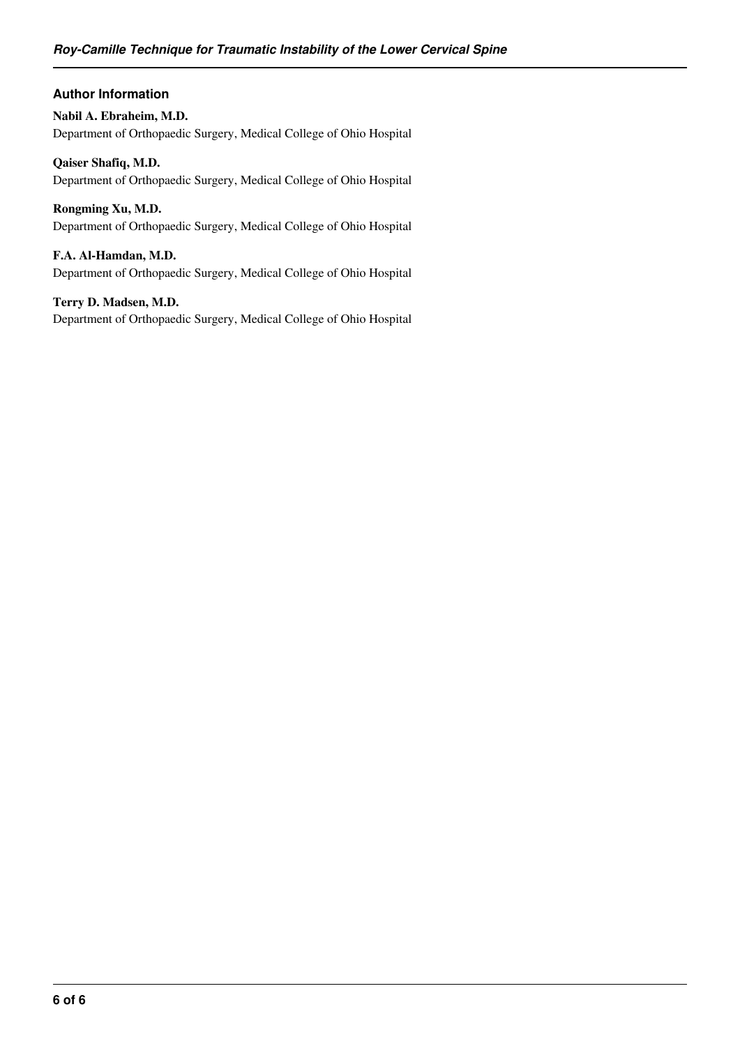## Author Information

**Nabil A. Ebraheim, M.D.**
Department of Orthopaedic Surgery, Medical College of Ohio Hospital

**Qaiser Shafiq, M.D.**
Department of Orthopaedic Surgery, Medical College of Ohio Hospital

**Rongming Xu, M.D.**
Department of Orthopaedic Surgery, Medical College of Ohio Hospital

**F.A. Al-Hamdan, M.D.**
Department of Orthopaedic Surgery, Medical College of Ohio Hospital

**Terry D. Madsen, M.D.**
Department of Orthopaedic Surgery, Medical College of Ohio Hospital